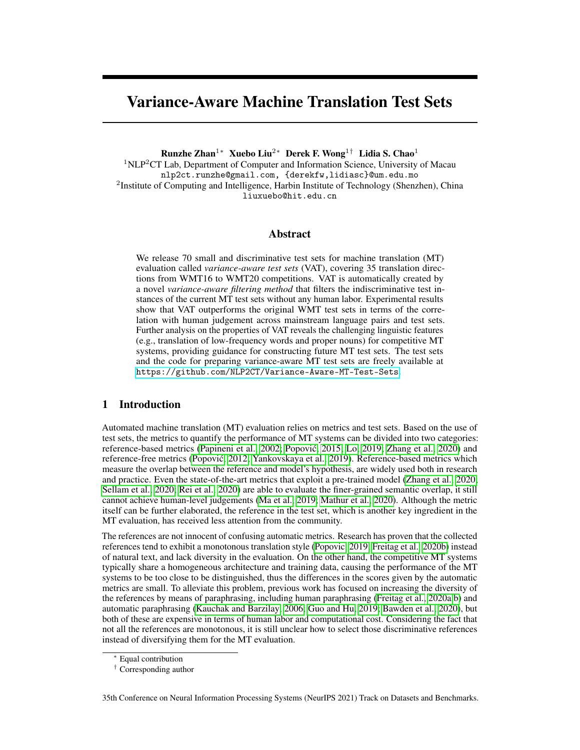# Variance-Aware Machine Translation Test Sets

**Runzhe Zhan**[1*] **Xuebo Liu**[2*] **Derek F. Wong**[1†] **Lidia S. Chao**[1]

[1]NLP[2]CT Lab, Department of Computer and Information Science, University of Macau
nlp2ct.runzhe@gmail.com, {derekfw,lidiasc}@um.edu.mo
[2]Institute of Computing and Intelligence, Harbin Institute of Technology (Shenzhen), China
liuxuebo@hit.edu.cn

## Abstract

We release 70 small and discriminative test sets for machine translation (MT) evaluation called *variance-aware test sets* (VAT), covering 35 translation directions from WMT16 to WMT20 competitions. VAT is automatically created by a novel *variance-aware filtering method* that filters the indiscriminative test instances of the current MT test sets without any human labor. Experimental results show that VAT outperforms the original WMT test sets in terms of the correlation with human judgement across mainstream language pairs and test sets. Further analysis on the properties of VAT reveals the challenging linguistic features (e.g., translation of low-frequency words and proper nouns) for competitive MT systems, providing guidance for constructing future MT test sets. The test sets and the code for preparing variance-aware MT test sets are freely available at https://github.com/NLP2CT/Variance-Aware-MT-Test-Sets.

## 1 Introduction

Automated machine translation (MT) evaluation relies on metrics and test sets. Based on the use of test sets, the metrics to quantify the performance of MT systems can be divided into two categories: reference-based metrics (Papineni et al., 2002; Popović, 2015; Lo, 2019; Zhang et al., 2020) and reference-free metrics (Popović, 2012; Yankovskaya et al., 2019). Reference-based metrics which measure the overlap between the reference and model's hypothesis, are widely used both in research and practice. Even the state-of-the-art metrics that exploit a pre-trained model (Zhang et al., 2020; Sellam et al., 2020; Rei et al., 2020) are able to evaluate the finer-grained semantic overlap, it still cannot achieve human-level judgements (Ma et al., 2019; Mathur et al., 2020). Although the metric itself can be further elaborated, the reference in the test set, which is another key ingredient in the MT evaluation, has received less attention from the community.

The references are not innocent of confusing automatic metrics. Research has proven that the collected references tend to exhibit a monotonous translation style (Popovic, 2019; Freitag et al., 2020b) instead of natural text, and lack diversity in the evaluation. On the other hand, the competitive MT systems typically share a homogeneous architecture and training data, causing the performance of the MT systems to be too close to be distinguished, thus the differences in the scores given by the automatic metrics are small. To alleviate this problem, previous work has focused on increasing the diversity of the references by means of paraphrasing, including human paraphrasing (Freitag et al., 2020a,b) and automatic paraphrasing (Kauchak and Barzilay, 2006; Guo and Hu, 2019; Bawden et al., 2020), but both of these are expensive in terms of human labor and computational cost. Considering the fact that not all the references are monotonous, it is still unclear how to select those discriminative references instead of diversifying them for the MT evaluation.

[*] Equal contribution
[†] Corresponding author

35th Conference on Neural Information Processing Systems (NeurIPS 2021) Track on Datasets and Benchmarks.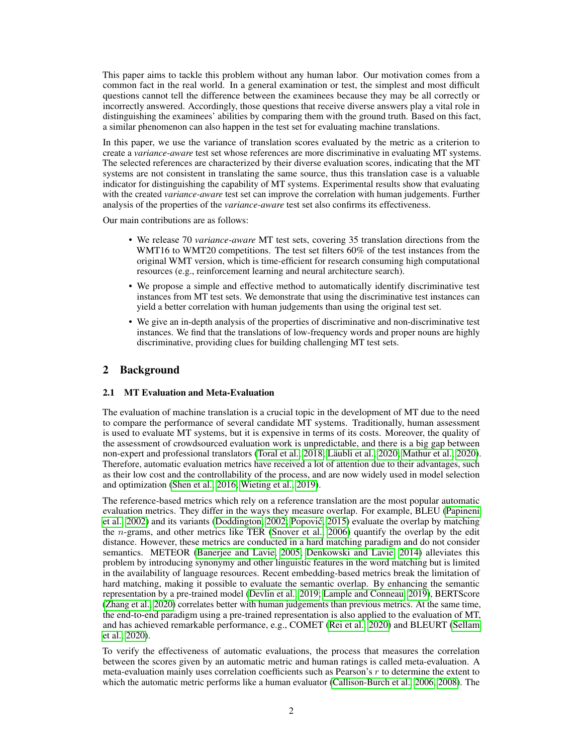This paper aims to tackle this problem without any human labor. Our motivation comes from a common fact in the real world. In a general examination or test, the simplest and most difficult questions cannot tell the difference between the examinees because they may be all correctly or incorrectly answered. Accordingly, those questions that receive diverse answers play a vital role in distinguishing the examinees' abilities by comparing them with the ground truth. Based on this fact, a similar phenomenon can also happen in the test set for evaluating machine translations.

In this paper, we use the variance of translation scores evaluated by the metric as a criterion to create a *variance-aware* test set whose references are more discriminative in evaluating MT systems. The selected references are characterized by their diverse evaluation scores, indicating that the MT systems are not consistent in translating the same source, thus this translation case is a valuable indicator for distinguishing the capability of MT systems. Experimental results show that evaluating with the created *variance-aware* test set can improve the correlation with human judgements. Further analysis of the properties of the *variance-aware* test set also confirms its effectiveness.

Our main contributions are as follows:

- We release 70 *variance-aware* MT test sets, covering 35 translation directions from the WMT16 to WMT20 competitions. The test set filters 60% of the test instances from the original WMT version, which is time-efficient for research consuming high computational resources (e.g., reinforcement learning and neural architecture search).
- We propose a simple and effective method to automatically identify discriminative test instances from MT test sets. We demonstrate that using the discriminative test instances can yield a better correlation with human judgements than using the original test set.
- We give an in-depth analysis of the properties of discriminative and non-discriminative test instances. We find that the translations of low-frequency words and proper nouns are highly discriminative, providing clues for building challenging MT test sets.

## 2 Background

### 2.1 MT Evaluation and Meta-Evaluation

The evaluation of machine translation is a crucial topic in the development of MT due to the need to compare the performance of several candidate MT systems. Traditionally, human assessment is used to evaluate MT systems, but it is expensive in terms of its costs. Moreover, the quality of the assessment of crowdsourced evaluation work is unpredictable, and there is a big gap between non-expert and professional translators (Toral et al., 2018; Läubli et al., 2020; Mathur et al., 2020). Therefore, automatic evaluation metrics have received a lot of attention due to their advantages, such as their low cost and the controllability of the process, and are now widely used in model selection and optimization (Shen et al., 2016; Wieting et al., 2019).

The reference-based metrics which rely on a reference translation are the most popular automatic evaluation metrics. They differ in the ways they measure overlap. For example, BLEU (Papineni et al., 2002) and its variants (Doddington, 2002; Popović, 2015) evaluate the overlap by matching the $n$-grams, and other metrics like TER (Snover et al., 2006) quantify the overlap by the edit distance. However, these metrics are conducted in a hard matching paradigm and do not consider semantics. METEOR (Banerjee and Lavie, 2005; Denkowski and Lavie, 2014) alleviates this problem by introducing synonymy and other linguistic features in the word matching but is limited in the availability of language resources. Recent embedding-based metrics break the limitation of hard matching, making it possible to evaluate the semantic overlap. By enhancing the semantic representation by a pre-trained model (Devlin et al., 2019; Lample and Conneau, 2019), BERTScore (Zhang et al., 2020) correlates better with human judgements than previous metrics. At the same time, the end-to-end paradigm using a pre-trained representation is also applied to the evaluation of MT, and has achieved remarkable performance, e.g., COMET (Rei et al., 2020) and BLEURT (Sellam et al., 2020).

To verify the effectiveness of automatic evaluations, the process that measures the correlation between the scores given by an automatic metric and human ratings is called meta-evaluation. A meta-evaluation mainly uses correlation coefficients such as Pearson's $r$ to determine the extent to which the automatic metric performs like a human evaluator (Callison-Burch et al., 2006, 2008). The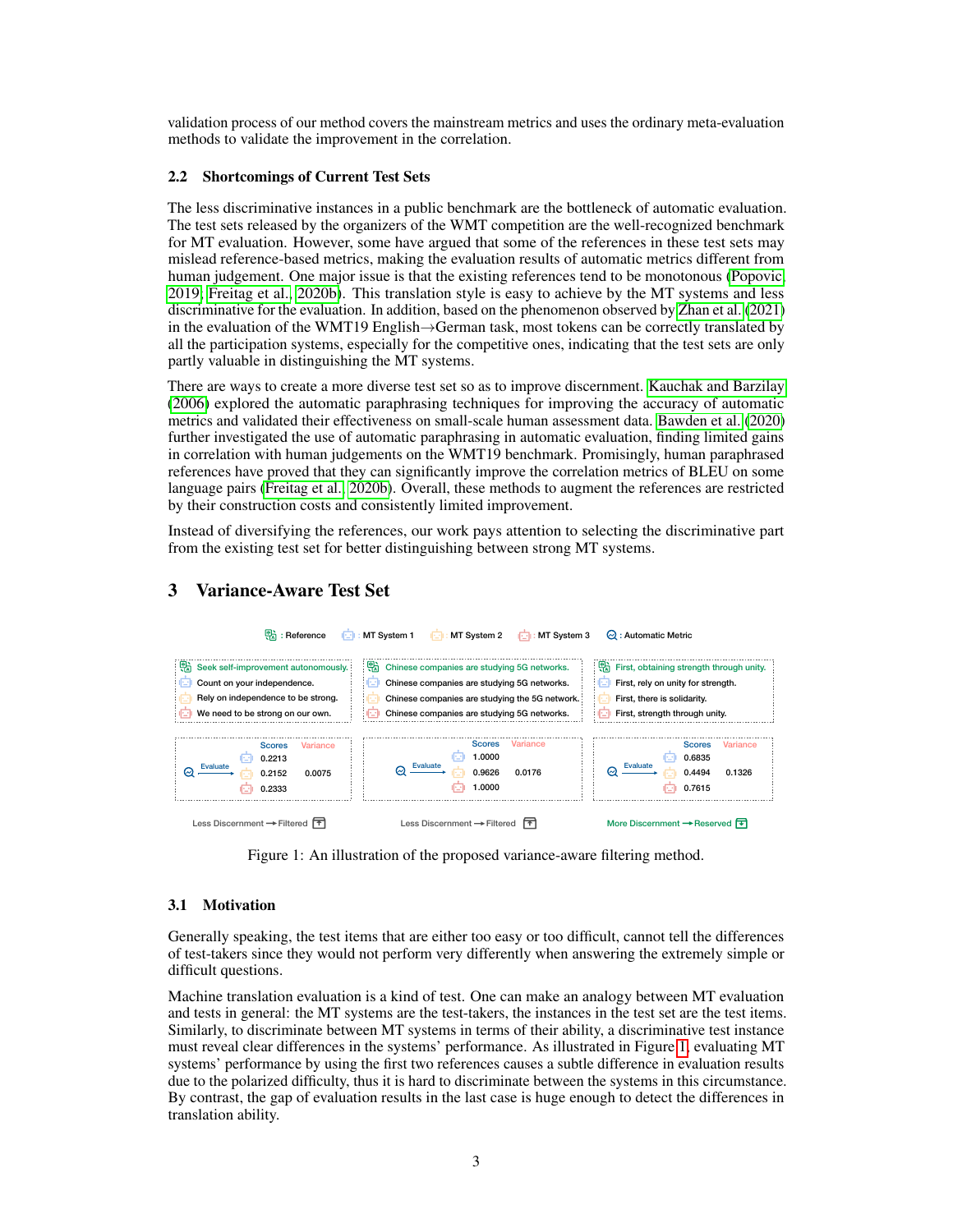validation process of our method covers the mainstream metrics and uses the ordinary meta-evaluation methods to validate the improvement in the correlation.

### 2.2 Shortcomings of Current Test Sets

The less discriminative instances in a public benchmark are the bottleneck of automatic evaluation. The test sets released by the organizers of the WMT competition are the well-recognized benchmark for MT evaluation. However, some have argued that some of the references in these test sets may mislead reference-based metrics, making the evaluation results of automatic metrics different from human judgement. One major issue is that the existing references tend to be monotonous (Popovic, 2019; Freitag et al., 2020b). This translation style is easy to achieve by the MT systems and less discriminative for the evaluation. In addition, based on the phenomenon observed by Zhan et al. (2021) in the evaluation of the WMT19 English→German task, most tokens can be correctly translated by all the participation systems, especially for the competitive ones, indicating that the test sets are only partly valuable in distinguishing the MT systems.

There are ways to create a more diverse test set so as to improve discernment. Kauchak and Barzilay (2006) explored the automatic paraphrasing techniques for improving the accuracy of automatic metrics and validated their effectiveness on small-scale human assessment data. Bawden et al. (2020) further investigated the use of automatic paraphrasing in automatic evaluation, finding limited gains in correlation with human judgements on the WMT19 benchmark. Promisingly, human paraphrased references have proved that they can significantly improve the correlation metrics of BLEU on some language pairs (Freitag et al., 2020b). Overall, these methods to augment the references are restricted by their construction costs and consistently limited improvement.

Instead of diversifying the references, our work pays attention to selecting the discriminative part from the existing test set for better distinguishing between strong MT systems.

## 3 Variance-Aware Test Set

: Reference : MT System 1 : MT System 2 : MT System 3 : Automatic Metric

| | Example 1 | Example 2 | Example 3 |
|---|---|---|---|
| Reference | Seek self-improvement autonomously. | Chinese companies are studying 5G networks. | First, obtaining strength through unity. |
| MT System 1 | Count on your independence. | Chinese companies are studying 5G networks. | First, rely on unity for strength. |
| MT System 2 | Rely on independence to be strong. | Chinese companies are studying the 5G network. | First, there is solidarity. |
| MT System 3 | We need to be strong on our own. | Chinese companies are studying 5G networks. | First, strength through unity. |
| Scores (System 1 / 2 / 3) | 0.2213 / 0.2152 / 0.2333 | 1.0000 / 0.9626 / 1.0000 | 0.6835 / 0.4494 / 0.7615 |
| Variance | 0.0075 | 0.0176 | 0.1326 |
| Decision | Less Discernment → Filtered | Less Discernment → Filtered | More Discernment → Reserved |

Figure 1: An illustration of the proposed variance-aware filtering method.

### 3.1 Motivation

Generally speaking, the test items that are either too easy or too difficult, cannot tell the differences of test-takers since they would not perform very differently when answering the extremely simple or difficult questions.

Machine translation evaluation is a kind of test. One can make an analogy between MT evaluation and tests in general: the MT systems are the test-takers, the instances in the test set are the test items. Similarly, to discriminate between MT systems in terms of their ability, a discriminative test instance must reveal clear differences in the systems' performance. As illustrated in Figure 1, evaluating MT systems' performance by using the first two references causes a subtle difference in evaluation results due to the polarized difficulty, thus it is hard to discriminate between the systems in this circumstance. By contrast, the gap of evaluation results in the last case is huge enough to detect the differences in translation ability.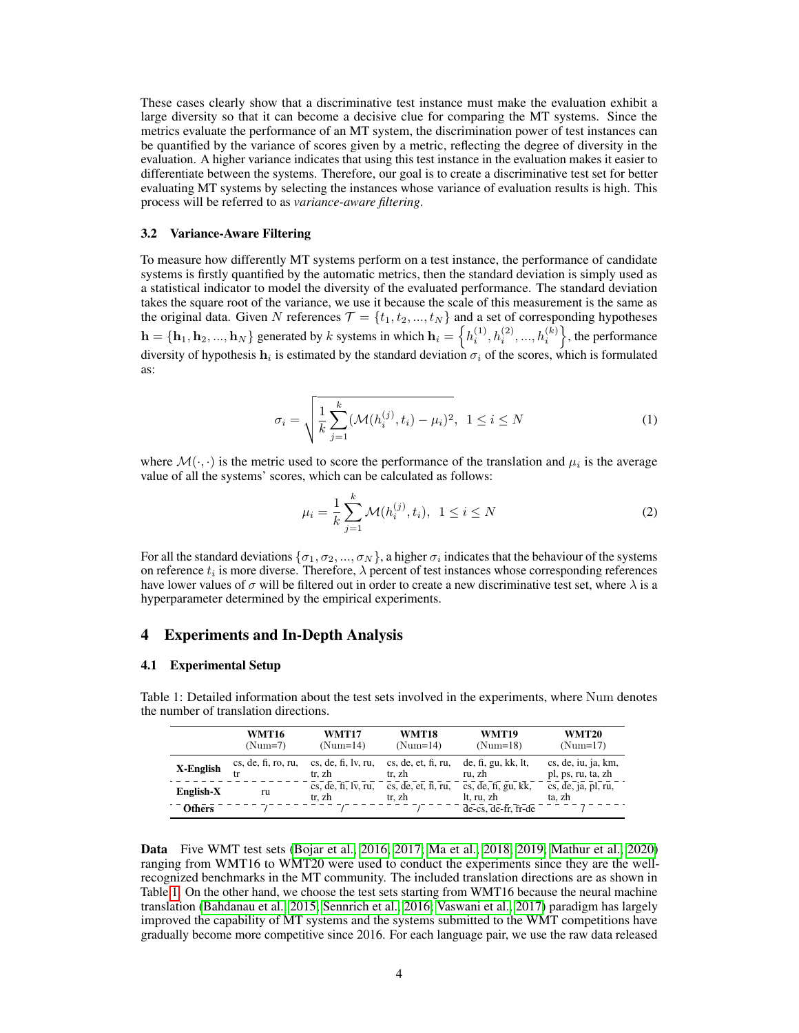These cases clearly show that a discriminative test instance must make the evaluation exhibit a large diversity so that it can become a decisive clue for comparing the MT systems. Since the metrics evaluate the performance of an MT system, the discrimination power of test instances can be quantified by the variance of scores given by a metric, reflecting the degree of diversity in the evaluation. A higher variance indicates that using this test instance in the evaluation makes it easier to differentiate between the systems. Therefore, our goal is to create a discriminative test set for better evaluating MT systems by selecting the instances whose variance of evaluation results is high. This process will be referred to as *variance-aware filtering*.

### 3.2 Variance-Aware Filtering

To measure how differently MT systems perform on a test instance, the performance of candidate systems is firstly quantified by the automatic metrics, then the standard deviation is simply used as a statistical indicator to model the diversity of the evaluated performance. The standard deviation takes the square root of the variance, we use it because the scale of this measurement is the same as the original data. Given $N$ references $\mathcal{T} = \{t_1, t_2, ..., t_N\}$ and a set of corresponding hypotheses $\mathbf{h} = \{\mathbf{h}_1, \mathbf{h}_2, ..., \mathbf{h}_N\}$ generated by $k$ systems in which $\mathbf{h}_i = \left\{h_i^{(1)}, h_i^{(2)}, ..., h_i^{(k)}\right\}$, the performance diversity of hypothesis $\mathbf{h}_i$ is estimated by the standard deviation $\sigma_i$ of the scores, which is formulated as:

$$\sigma_i = \sqrt{\frac{1}{k}\sum_{j=1}^{k}(\mathcal{M}(h_i^{(j)}, t_i) - \mu_i)^2}, \quad 1 \leq i \leq N \tag{1}$$

where $\mathcal{M}(\cdot, \cdot)$ is the metric used to score the performance of the translation and $\mu_i$ is the average value of all the systems' scores, which can be calculated as follows:

$$\mu_i = \frac{1}{k}\sum_{j=1}^{k}\mathcal{M}(h_i^{(j)}, t_i), \quad 1 \leq i \leq N \tag{2}$$

For all the standard deviations $\{\sigma_1, \sigma_2, ..., \sigma_N\}$, a higher $\sigma_i$ indicates that the behaviour of the systems on reference $t_i$ is more diverse. Therefore, $\lambda$ percent of test instances whose corresponding references have lower values of $\sigma$ will be filtered out in order to create a new discriminative test set, where $\lambda$ is a hyperparameter determined by the empirical experiments.

## 4 Experiments and In-Depth Analysis

### 4.1 Experimental Setup

Table 1: Detailed information about the test sets involved in the experiments, where Num denotes the number of translation directions.

| | WMT16 (Num=7) | WMT17 (Num=14) | WMT18 (Num=14) | WMT19 (Num=18) | WMT20 (Num=17) |
|---|---|---|---|---|---|
| **X-English** | cs, de, fi, ro, ru, tr | cs, de, fi, lv, ru, tr, zh | cs, de, et, fi, ru, tr, zh | de, fi, gu, kk, lt, ru, zh | cs, de, iu, ja, km, pl, ps, ru, ta, zh |
| **English-X** | ru | cs, de, fi, lv, ru, tr, zh | cs, de, et, fi, ru, tr, zh | cs, de, fi, gu, kk, lt, ru, zh | cs, de, ja, pl, ru, ta, zh |
| **Others** | / | / | / | de-cs, de-fr, fr-de | / |

**Data** Five WMT test sets (Bojar et al., 2016, 2017; Ma et al., 2018, 2019; Mathur et al., 2020) ranging from WMT16 to WMT20 were used to conduct the experiments since they are the well-recognized benchmarks in the MT community. The included translation directions are as shown in Table 1. On the other hand, we choose the test sets starting from WMT16 because the neural machine translation (Bahdanau et al., 2015; Sennrich et al., 2016; Vaswani et al., 2017) paradigm has largely improved the capability of MT systems and the systems submitted to the WMT competitions have gradually become more competitive since 2016. For each language pair, we use the raw data released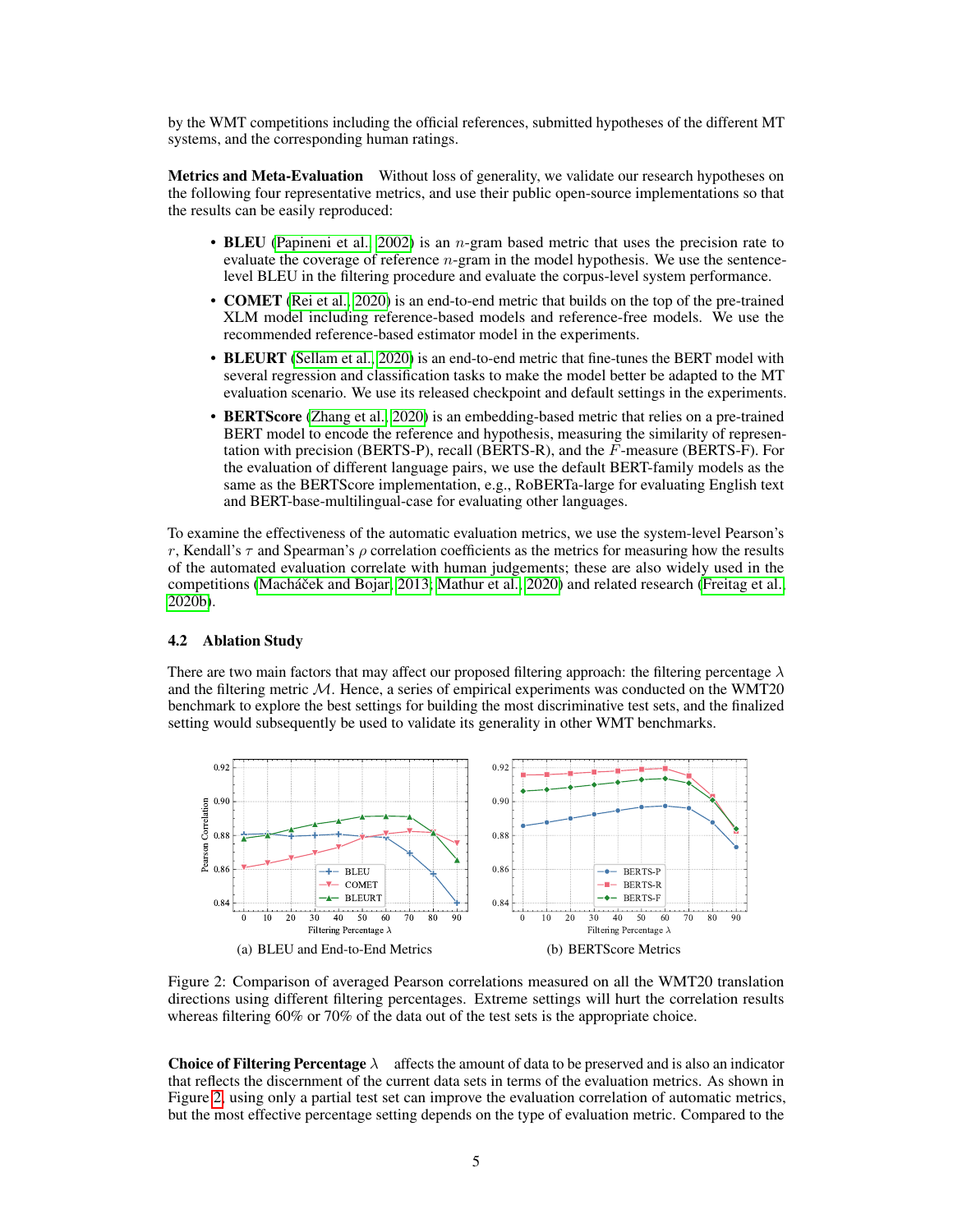by the WMT competitions including the official references, submitted hypotheses of the different MT systems, and the corresponding human ratings.

**Metrics and Meta-Evaluation** Without loss of generality, we validate our research hypotheses on the following four representative metrics, and use their public open-source implementations so that the results can be easily reproduced:

- **BLEU** (Papineni et al., 2002) is an $n$-gram based metric that uses the precision rate to evaluate the coverage of reference $n$-gram in the model hypothesis. We use the sentence-level BLEU in the filtering procedure and evaluate the corpus-level system performance.
- **COMET** (Rei et al., 2020) is an end-to-end metric that builds on the top of the pre-trained XLM model including reference-based models and reference-free models. We use the recommended reference-based estimator model in the experiments.
- **BLEURT** (Sellam et al., 2020) is an end-to-end metric that fine-tunes the BERT model with several regression and classification tasks to make the model better be adapted to the MT evaluation scenario. We use its released checkpoint and default settings in the experiments.
- **BERTScore** (Zhang et al., 2020) is an embedding-based metric that relies on a pre-trained BERT model to encode the reference and hypothesis, measuring the similarity of representation with precision (BERTS-P), recall (BERTS-R), and the $F$-measure (BERTS-F). For the evaluation of different language pairs, we use the default BERT-family models as the same as the BERTScore implementation, e.g., RoBERTa-large for evaluating English text and BERT-base-multilingual-case for evaluating other languages.

To examine the effectiveness of the automatic evaluation metrics, we use the system-level Pearson's $r$, Kendall's $\tau$ and Spearman's $\rho$ correlation coefficients as the metrics for measuring how the results of the automated evaluation correlate with human judgements; these are also widely used in the competitions (Macháček and Bojar, 2013; Mathur et al., 2020) and related research (Freitag et al., 2020b).

### 4.2 Ablation Study

There are two main factors that may affect our proposed filtering approach: the filtering percentage $\lambda$ and the filtering metric $\mathcal{M}$. Hence, a series of empirical experiments was conducted on the WMT20 benchmark to explore the best settings for building the most discriminative test sets, and the finalized setting would subsequently be used to validate its generality in other WMT benchmarks.

(a) BLEU and End-to-End Metrics

(b) BERTScore Metrics

Figure 2: Comparison of averaged Pearson correlations measured on all the WMT20 translation directions using different filtering percentages. Extreme settings will hurt the correlation results whereas filtering 60% or 70% of the data out of the test sets is the appropriate choice.

**Choice of Filtering Percentage** $\lambda$ affects the amount of data to be preserved and is also an indicator that reflects the discernment of the current data sets in terms of the evaluation metrics. As shown in Figure 2, using only a partial test set can improve the evaluation correlation of automatic metrics, but the most effective percentage setting depends on the type of evaluation metric. Compared to the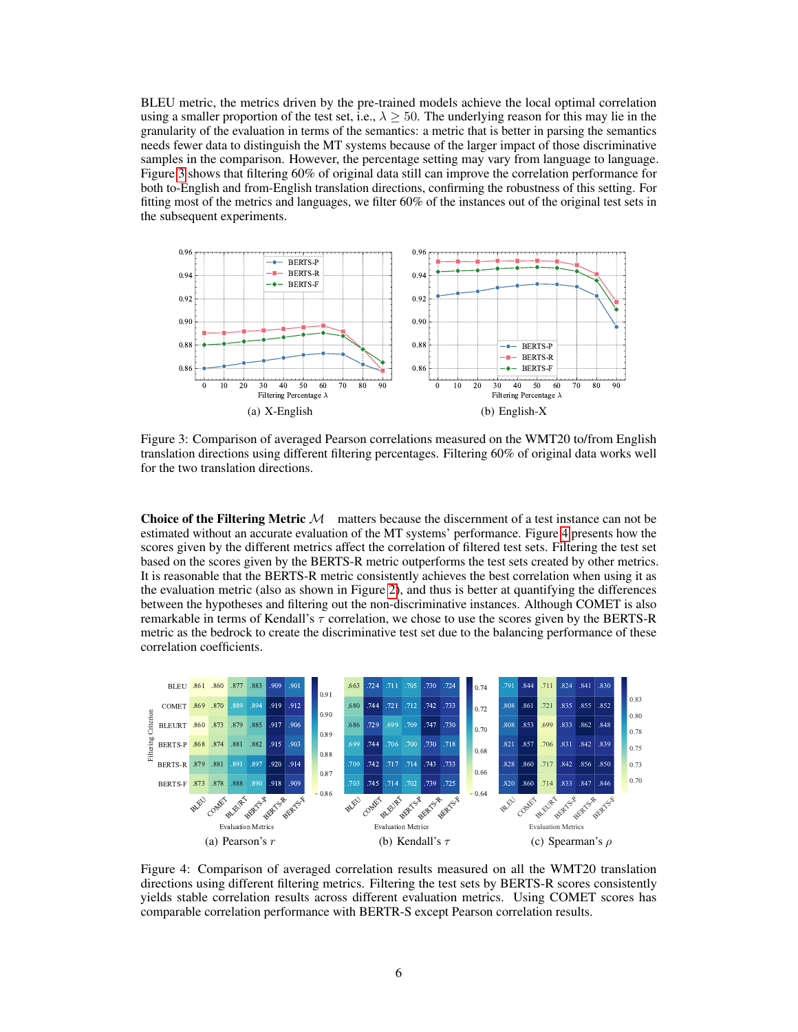BLEU metric, the metrics driven by the pre-trained models achieve the local optimal correlation using a smaller proportion of the test set, i.e., $\lambda \geq 50$. The underlying reason for this may lie in the granularity of the evaluation in terms of the semantics: a metric that is better in parsing the semantics needs fewer data to distinguish the MT systems because of the larger impact of those discriminative samples in the comparison. However, the percentage setting may vary from language to language. Figure 3 shows that filtering 60% of original data still can improve the correlation performance for both to-English and from-English translation directions, confirming the robustness of this setting. For fitting most of the metrics and languages, we filter 60% of the instances out of the original test sets in the subsequent experiments.

(a) X-English (b) English-X

Figure 3: Comparison of averaged Pearson correlations measured on the WMT20 to/from English translation directions using different filtering percentages. Filtering 60% of original data works well for the two translation directions.

**Choice of the Filtering Metric $\mathcal{M}$** matters because the discernment of a test instance can not be estimated without an accurate evaluation of the MT systems' performance. Figure 4 presents how the scores given by the different metrics affect the correlation of filtered test sets. Filtering the test set based on the scores given by the BERTS-R metric outperforms the test sets created by other metrics. It is reasonable that the BERTS-R metric consistently achieves the best correlation when using it as the evaluation metric (also as shown in Figure 2), and thus is better at quantifying the differences between the hypotheses and filtering out the non-discriminative instances. Although COMET is also remarkable in terms of Kendall's $\tau$ correlation, we chose to use the scores given by the BERTS-R metric as the bedrock to create the discriminative test set due to the balancing performance of these correlation coefficients.

(a) Pearson's $r$

| Filtering Criterion | BLEU | COMET | BLEURT | BERTS-P | BERTS-R | BERTS-F |
|---|---|---|---|---|---|---|
| BLEU | .861 | .860 | .877 | .883 | .909 | .901 |
| COMET | .869 | .870 | .889 | .894 | .919 | .912 |
| BLEURT | .860 | .873 | .879 | .885 | .917 | .906 |
| BERTS-P | .868 | .874 | .881 | .882 | .915 | .903 |
| BERTS-R | .879 | .881 | .891 | .897 | .920 | .914 |
| BERTS-F | .873 | .878 | .888 | .890 | .918 | .909 |

(b) Kendall's $\tau$

| Filtering Criterion | BLEU | COMET | BLEURT | BERTS-P | BERTS-R | BERTS-F |
|---|---|---|---|---|---|---|
| BLEU | .663 | .724 | .711 | .705 | .730 | .724 |
| COMET | .680 | .744 | .721 | .712 | .742 | .733 |
| BLEURT | .686 | .729 | .699 | .709 | .747 | .730 |
| BERTS-P | .699 | .744 | .706 | .700 | .730 | .718 |
| BERTS-R | .709 | .742 | .717 | .714 | .743 | .733 |
| BERTS-F | .703 | .745 | .714 | .702 | .739 | .725 |

(c) Spearman's $\rho$

| Filtering Criterion | BLEU | COMET | BLEURT | BERTS-P | BERTS-R | BERTS-F |
|---|---|---|---|---|---|---|
| BLEU | .791 | .844 | .711 | .824 | .841 | .830 |
| COMET | .808 | .861 | .721 | .835 | .855 | .852 |
| BLEURT | .808 | .853 | .699 | .833 | .862 | .848 |
| BERTS-P | .821 | .857 | .706 | .831 | .842 | .839 |
| BERTS-R | .828 | .860 | .717 | .842 | .856 | .850 |
| BERTS-F | .820 | .860 | .714 | .833 | .847 | .846 |

Figure 4: Comparison of averaged correlation results measured on all the WMT20 translation directions using different filtering metrics. Filtering the test sets by BERTS-R scores consistently yields stable correlation results across different evaluation metrics. Using COMET scores has comparable correlation performance with BERTR-S except Pearson correlation results.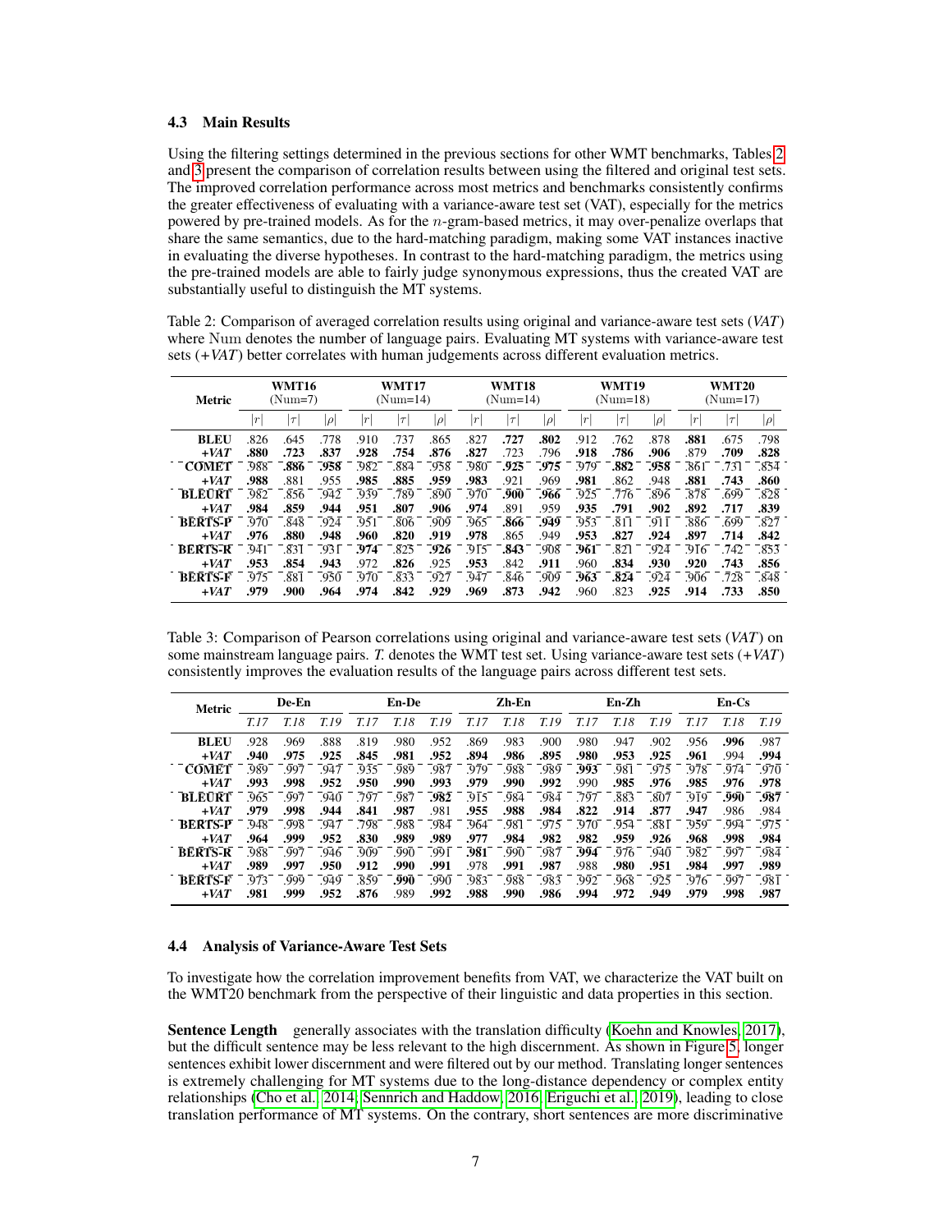### 4.3 Main Results

Using the filtering settings determined in the previous sections for other WMT benchmarks, Tables 2 and 3 present the comparison of correlation results between using the filtered and original test sets. The improved correlation performance across most metrics and benchmarks consistently confirms the greater effectiveness of evaluating with a variance-aware test set (VAT), especially for the metrics powered by pre-trained models. As for the $n$-gram-based metrics, it may over-penalize overlaps that share the same semantics, due to the hard-matching paradigm, making some VAT instances inactive in evaluating the diverse hypotheses. In contrast to the hard-matching paradigm, the metrics using the pre-trained models are able to fairly judge synonymous expressions, thus the created VAT are substantially useful to distinguish the MT systems.

Table 2: Comparison of averaged correlation results using original and variance-aware test sets (*VAT*) where Num denotes the number of language pairs. Evaluating MT systems with variance-aware test sets (*+VAT*) better correlates with human judgements across different evaluation metrics.

| Metric | WMT16 (Num=7) | | | WMT17 (Num=14) | | | WMT18 (Num=14) | | | WMT19 (Num=18) | | | WMT20 (Num=17) | | |
|---|---|---|---|---|---|---|---|---|---|---|---|---|---|---|---|
| | $\|r\|$ | $\|\tau\|$ | $\|\rho\|$ | $\|r\|$ | $\|\tau\|$ | $\|\rho\|$ | $\|r\|$ | $\|\tau\|$ | $\|\rho\|$ | $\|r\|$ | $\|\tau\|$ | $\|\rho\|$ | $\|r\|$ | $\|\tau\|$ | $\|\rho\|$ |
| **BLEU** | .826 | .645 | .778 | .910 | .737 | .865 | .827 | **.727** | **.802** | .912 | .762 | .878 | **.881** | .675 | .798 |
| ***+VAT*** | **.880** | **.723** | **.837** | **.928** | **.754** | **.876** | **.827** | .723 | .796 | **.918** | **.786** | **.906** | .879 | **.709** | **.828** |
| **COMET** | .988 | **.886** | **.958** | .982 | .884 | .958 | .980 | **.925** | **.975** | .979 | **.882** | **.958** | .861 | .731 | .854 |
| ***+VAT*** | **.988** | .881 | .955 | **.985** | **.885** | **.959** | **.983** | .921 | .969 | **.981** | .862 | .948 | **.881** | **.743** | **.860** |
| **BLEURT** | .982 | .856 | .942 | .939 | .789 | .890 | .970 | **.900** | **.966** | .925 | .776 | .896 | .878 | .699 | .828 |
| ***+VAT*** | **.984** | **.859** | **.944** | **.951** | **.807** | **.906** | **.974** | .891 | .959 | **.935** | **.791** | **.902** | **.892** | **.717** | **.839** |
| **BERTS-P** | .970 | .848 | .924 | .951 | .806 | .909 | .965 | **.866** | **.949** | .953 | .811 | .911 | .886 | .699 | .827 |
| ***+VAT*** | **.976** | **.880** | **.948** | **.960** | **.820** | **.919** | **.978** | .865 | .949 | **.953** | **.827** | **.924** | **.897** | **.714** | **.842** |
| **BERTS-R** | .941 | .831 | .931 | **.974** | .825 | **.926** | .915 | **.843** | .908 | **.961** | .821 | .924 | .916 | .742 | .853 |
| ***+VAT*** | **.953** | **.854** | **.943** | .972 | **.826** | .925 | **.953** | .842 | **.911** | .960 | **.834** | **.930** | **.920** | **.743** | **.856** |
| **BERTS-F** | .975 | .881 | .950 | .970 | .833 | .927 | .947 | .846 | .909 | **.963** | **.824** | .924 | .906 | .728 | .848 |
| ***+VAT*** | **.979** | **.900** | **.964** | **.974** | **.842** | **.929** | **.969** | **.873** | **.942** | .960 | .823 | **.925** | **.914** | **.733** | **.850** |

Table 3: Comparison of Pearson correlations using original and variance-aware test sets (*VAT*) on some mainstream language pairs. *T.* denotes the WMT test set. Using variance-aware test sets (*+VAT*) consistently improves the evaluation results of the language pairs across different test sets.

| Metric | De-En | | | En-De | | | Zh-En | | | En-Zh | | | En-Cs | | |
|---|---|---|---|---|---|---|---|---|---|---|---|---|---|---|---|
| | *T.17* | *T.18* | *T.19* | *T.17* | *T.18* | *T.19* | *T.17* | *T.18* | *T.19* | *T.17* | *T.18* | *T.19* | *T.17* | *T.18* | *T.19* |
| **BLEU** | .928 | .969 | .888 | .819 | .980 | .952 | .869 | .983 | .900 | .980 | .947 | .902 | .956 | **.996** | .987 |
| ***+VAT*** | **.940** | **.975** | **.925** | **.845** | **.981** | **.952** | **.894** | **.986** | **.895** | **.980** | **.953** | **.925** | **.961** | .994 | **.994** |
| **COMET** | .989 | .997 | .947 | .935 | .989 | .987 | .979 | .988 | .989 | **.993** | .981 | .975 | .978 | .974 | .970 |
| ***+VAT*** | **.993** | **.998** | **.952** | **.950** | **.990** | **.993** | **.979** | **.990** | **.992** | .990 | **.985** | **.976** | **.985** | **.976** | **.978** |
| **BLEURT** | .965 | .997 | .940 | .797 | .987 | **.982** | .915 | .984 | .984 | .797 | .883 | .807 | .919 | **.990** | **.987** |
| ***+VAT*** | **.979** | **.998** | **.944** | **.841** | **.987** | .981 | **.955** | **.988** | **.984** | **.822** | **.914** | **.877** | **.947** | .986 | .984 |
| **BERTS-P** | .948 | .998 | .947 | .798 | .988 | .984 | .964 | .981 | .975 | .970 | .954 | .881 | .959 | .994 | .975 |
| ***+VAT*** | **.964** | **.999** | **.952** | **.830** | **.989** | **.989** | **.977** | **.984** | **.982** | **.982** | **.959** | **.926** | **.968** | **.998** | **.984** |
| **BERTS-R** | .988 | .997 | .946 | .909 | .990 | .991 | **.981** | .990 | .987 | **.994** | .976 | .940 | .982 | .997 | .984 |
| ***+VAT*** | **.989** | **.997** | **.950** | **.912** | **.990** | **.991** | .978 | **.991** | **.987** | .988 | **.980** | **.951** | **.984** | **.997** | **.989** |
| **BERTS-F** | .973 | .999 | .949 | .859 | **.990** | .990 | .983 | .988 | .983 | .992 | .968 | .925 | .976 | .997 | .981 |
| ***+VAT*** | **.981** | **.999** | **.952** | **.876** | .989 | **.992** | **.988** | **.990** | **.986** | **.994** | **.972** | **.949** | **.979** | **.998** | **.987** |

### 4.4 Analysis of Variance-Aware Test Sets

To investigate how the correlation improvement benefits from VAT, we characterize the VAT built on the WMT20 benchmark from the perspective of their linguistic and data properties in this section.

**Sentence Length** generally associates with the translation difficulty (Koehn and Knowles, 2017), but the difficult sentence may be less relevant to the high discernment. As shown in Figure 5, longer sentences exhibit lower discernment and were filtered out by our method. Translating longer sentences is extremely challenging for MT systems due to the long-distance dependency or complex entity relationships (Cho et al., 2014; Sennrich and Haddow, 2016; Eriguchi et al., 2019), leading to close translation performance of MT systems. On the contrary, short sentences are more discriminative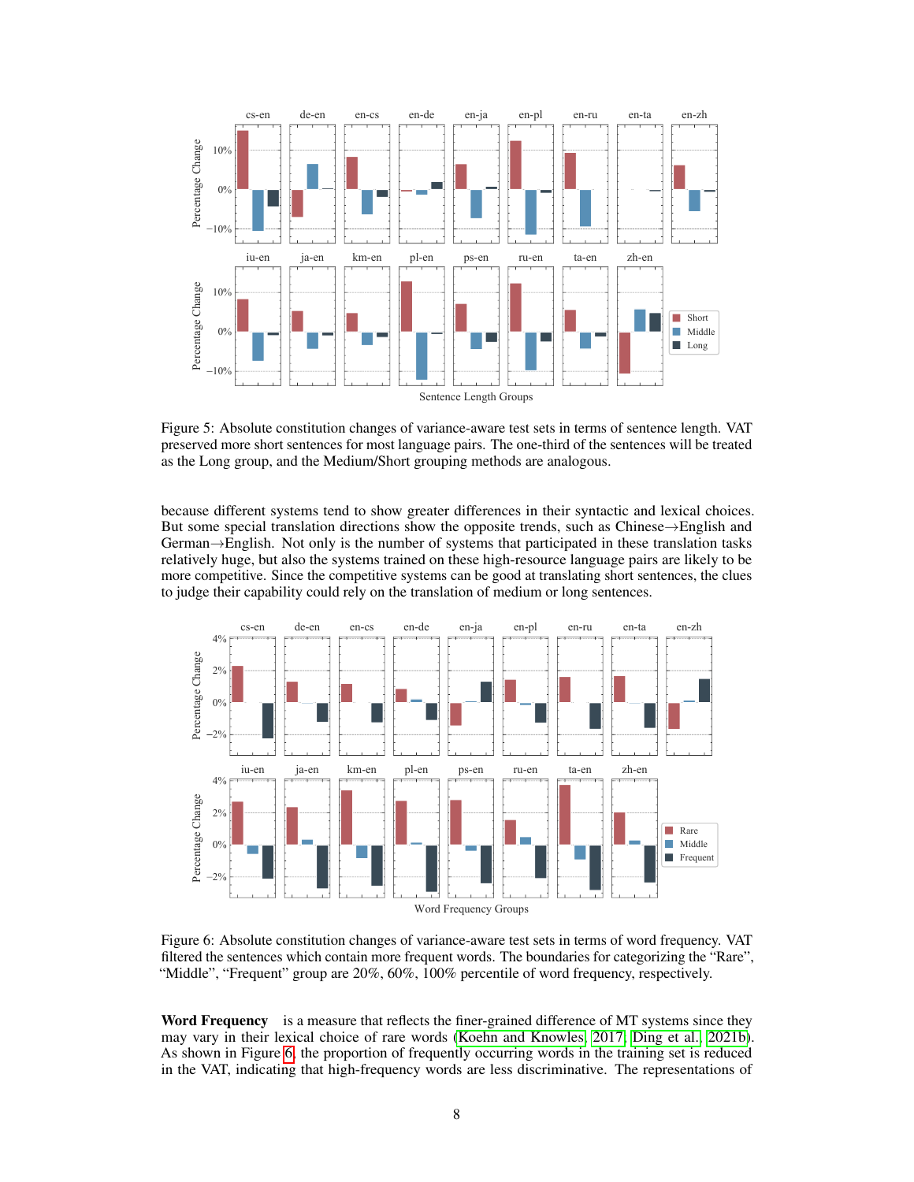Figure 5: Absolute constitution changes of variance-aware test sets in terms of sentence length. VAT preserved more short sentences for most language pairs. The one-third of the sentences will be treated as the Long group, and the Medium/Short grouping methods are analogous.

because different systems tend to show greater differences in their syntactic and lexical choices. But some special translation directions show the opposite trends, such as Chinese→English and German→English. Not only is the number of systems that participated in these translation tasks relatively huge, but also the systems trained on these high-resource language pairs are likely to be more competitive. Since the competitive systems can be good at translating short sentences, the clues to judge their capability could rely on the translation of medium or long sentences.

Figure 6: Absolute constitution changes of variance-aware test sets in terms of word frequency. VAT filtered the sentences which contain more frequent words. The boundaries for categorizing the "Rare", "Middle", "Frequent" group are 20%, 60%, 100% percentile of word frequency, respectively.

**Word Frequency** is a measure that reflects the finer-grained difference of MT systems since they may vary in their lexical choice of rare words (Koehn and Knowles, 2017; Ding et al., 2021b). As shown in Figure 6, the proportion of frequently occurring words in the training set is reduced in the VAT, indicating that high-frequency words are less discriminative. The representations of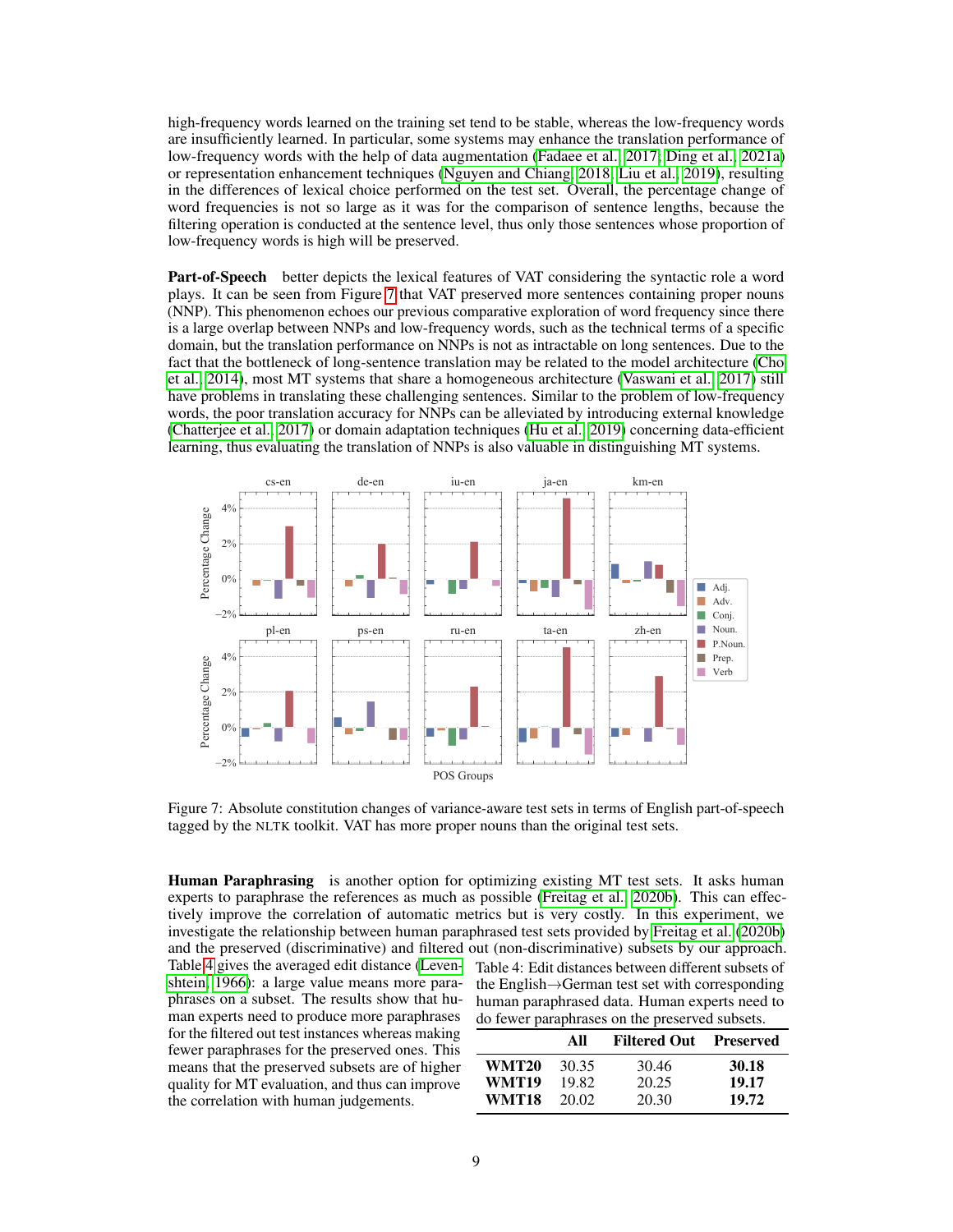high-frequency words learned on the training set tend to be stable, whereas the low-frequency words are insufficiently learned. In particular, some systems may enhance the translation performance of low-frequency words with the help of data augmentation (Fadaee et al., 2017; Ding et al., 2021a) or representation enhancement techniques (Nguyen and Chiang, 2018; Liu et al., 2019), resulting in the differences of lexical choice performed on the test set. Overall, the percentage change of word frequencies is not so large as it was for the comparison of sentence lengths, because the filtering operation is conducted at the sentence level, thus only those sentences whose proportion of low-frequency words is high will be preserved.

**Part-of-Speech** better depicts the lexical features of VAT considering the syntactic role a word plays. It can be seen from Figure 7 that VAT preserved more sentences containing proper nouns (NNP). This phenomenon echoes our previous comparative exploration of word frequency since there is a large overlap between NNPs and low-frequency words, such as the technical terms of a specific domain, but the translation performance on NNPs is not as intractable on long sentences. Due to the fact that the bottleneck of long-sentence translation may be related to the model architecture (Cho et al., 2014), most MT systems that share a homogeneous architecture (Vaswani et al., 2017) still have problems in translating these challenging sentences. Similar to the problem of low-frequency words, the poor translation accuracy for NNPs can be alleviated by introducing external knowledge (Chatterjee et al., 2017) or domain adaptation techniques (Hu et al., 2019) concerning data-efficient learning, thus evaluating the translation of NNPs is also valuable in distinguishing MT systems.

Figure 7: Absolute constitution changes of variance-aware test sets in terms of English part-of-speech tagged by the NLTK toolkit. VAT has more proper nouns than the original test sets.

**Human Paraphrasing** is another option for optimizing existing MT test sets. It asks human experts to paraphrase the references as much as possible (Freitag et al., 2020b). This can effectively improve the correlation of automatic metrics but is very costly. In this experiment, we investigate the relationship between human paraphrased test sets provided by Freitag et al. (2020b) and the preserved (discriminative) and filtered out (non-discriminative) subsets by our approach. Table 4 gives the averaged edit distance (Levenshtein, 1966): a large value means more paraphrases on a subset. The results show that human experts need to produce more paraphrases for the filtered out test instances whereas making fewer paraphrases for the preserved ones. This means that the preserved subsets are of higher quality for MT evaluation, and thus can improve the correlation with human judgements.

Table 4: Edit distances between different subsets of the English→German test set with corresponding human paraphrased data. Human experts need to do fewer paraphrases on the preserved subsets.

| | All | Filtered Out | Preserved |
|---|---|---|---|
| **WMT20** | 30.35 | 30.46 | **30.18** |
| **WMT19** | 19.82 | 20.25 | **19.17** |
| **WMT18** | 20.02 | 20.30 | **19.72** |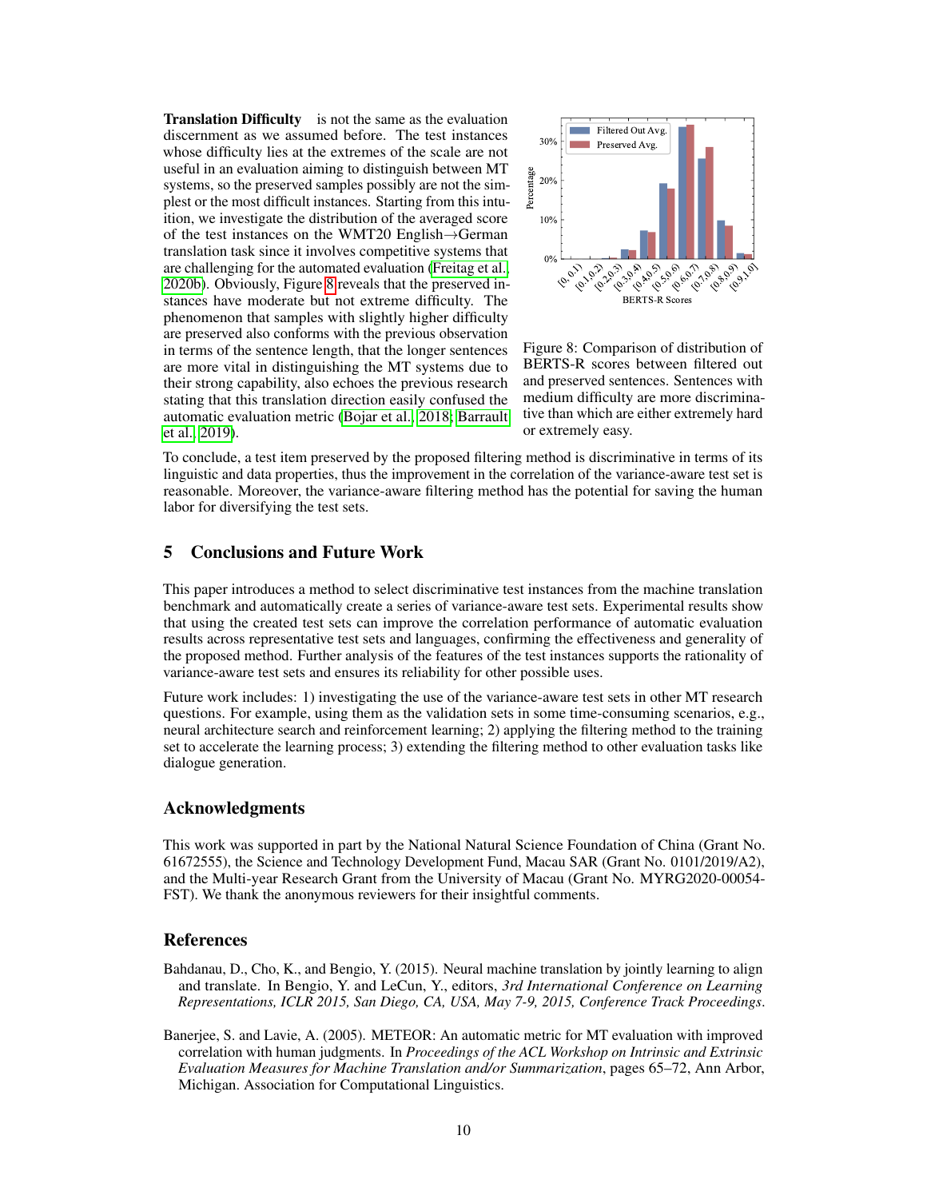**Translation Difficulty** is not the same as the evaluation discernment as we assumed before. The test instances whose difficulty lies at the extremes of the scale are not useful in an evaluation aiming to distinguish between MT systems, so the preserved samples possibly are not the simplest or the most difficult instances. Starting from this intuition, we investigate the distribution of the averaged score of the test instances on the WMT20 English→German translation task since it involves competitive systems that are challenging for the automated evaluation (Freitag et al., 2020b). Obviously, Figure 8 reveals that the preserved instances have moderate but not extreme difficulty. The phenomenon that samples with slightly higher difficulty are preserved also conforms with the previous observation in terms of the sentence length, that the longer sentences are more vital in distinguishing the MT systems due to their strong capability, also echoes the previous research stating that this translation direction easily confused the automatic evaluation metric (Bojar et al., 2018; Barrault et al., 2019).

Figure 8: Comparison of distribution of BERTS-R scores between filtered out and preserved sentences. Sentences with medium difficulty are more discriminative than which are either extremely hard or extremely easy.

To conclude, a test item preserved by the proposed filtering method is discriminative in terms of its linguistic and data properties, thus the improvement in the correlation of the variance-aware test set is reasonable. Moreover, the variance-aware filtering method has the potential for saving the human labor for diversifying the test sets.

## 5 Conclusions and Future Work

This paper introduces a method to select discriminative test instances from the machine translation benchmark and automatically create a series of variance-aware test sets. Experimental results show that using the created test sets can improve the correlation performance of automatic evaluation results across representative test sets and languages, confirming the effectiveness and generality of the proposed method. Further analysis of the features of the test instances supports the rationality of variance-aware test sets and ensures its reliability for other possible uses.

Future work includes: 1) investigating the use of the variance-aware test sets in other MT research questions. For example, using them as the validation sets in some time-consuming scenarios, e.g., neural architecture search and reinforcement learning; 2) applying the filtering method to the training set to accelerate the learning process; 3) extending the filtering method to other evaluation tasks like dialogue generation.

## Acknowledgments

This work was supported in part by the National Natural Science Foundation of China (Grant No. 61672555), the Science and Technology Development Fund, Macau SAR (Grant No. 0101/2019/A2), and the Multi-year Research Grant from the University of Macau (Grant No. MYRG2020-00054-FST). We thank the anonymous reviewers for their insightful comments.

## References

Bahdanau, D., Cho, K., and Bengio, Y. (2015). Neural machine translation by jointly learning to align and translate. In Bengio, Y. and LeCun, Y., editors, *3rd International Conference on Learning Representations, ICLR 2015, San Diego, CA, USA, May 7-9, 2015, Conference Track Proceedings*.

Banerjee, S. and Lavie, A. (2005). METEOR: An automatic metric for MT evaluation with improved correlation with human judgments. In *Proceedings of the ACL Workshop on Intrinsic and Extrinsic Evaluation Measures for Machine Translation and/or Summarization*, pages 65–72, Ann Arbor, Michigan. Association for Computational Linguistics.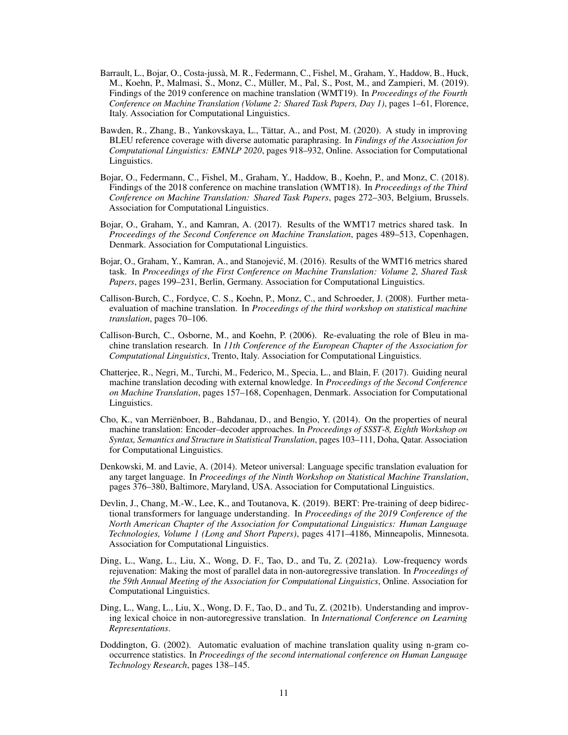Barrault, L., Bojar, O., Costa-jussà, M. R., Federmann, C., Fishel, M., Graham, Y., Haddow, B., Huck, M., Koehn, P., Malmasi, S., Monz, C., Müller, M., Pal, S., Post, M., and Zampieri, M. (2019). Findings of the 2019 conference on machine translation (WMT19). In *Proceedings of the Fourth Conference on Machine Translation (Volume 2: Shared Task Papers, Day 1)*, pages 1–61, Florence, Italy. Association for Computational Linguistics.

Bawden, R., Zhang, B., Yankovskaya, L., Tättar, A., and Post, M. (2020). A study in improving BLEU reference coverage with diverse automatic paraphrasing. In *Findings of the Association for Computational Linguistics: EMNLP 2020*, pages 918–932, Online. Association for Computational Linguistics.

Bojar, O., Federmann, C., Fishel, M., Graham, Y., Haddow, B., Koehn, P., and Monz, C. (2018). Findings of the 2018 conference on machine translation (WMT18). In *Proceedings of the Third Conference on Machine Translation: Shared Task Papers*, pages 272–303, Belgium, Brussels. Association for Computational Linguistics.

Bojar, O., Graham, Y., and Kamran, A. (2017). Results of the WMT17 metrics shared task. In *Proceedings of the Second Conference on Machine Translation*, pages 489–513, Copenhagen, Denmark. Association for Computational Linguistics.

Bojar, O., Graham, Y., Kamran, A., and Stanojević, M. (2016). Results of the WMT16 metrics shared task. In *Proceedings of the First Conference on Machine Translation: Volume 2, Shared Task Papers*, pages 199–231, Berlin, Germany. Association for Computational Linguistics.

Callison-Burch, C., Fordyce, C. S., Koehn, P., Monz, C., and Schroeder, J. (2008). Further meta-evaluation of machine translation. In *Proceedings of the third workshop on statistical machine translation*, pages 70–106.

Callison-Burch, C., Osborne, M., and Koehn, P. (2006). Re-evaluating the role of Bleu in machine translation research. In *11th Conference of the European Chapter of the Association for Computational Linguistics*, Trento, Italy. Association for Computational Linguistics.

Chatterjee, R., Negri, M., Turchi, M., Federico, M., Specia, L., and Blain, F. (2017). Guiding neural machine translation decoding with external knowledge. In *Proceedings of the Second Conference on Machine Translation*, pages 157–168, Copenhagen, Denmark. Association for Computational Linguistics.

Cho, K., van Merriënboer, B., Bahdanau, D., and Bengio, Y. (2014). On the properties of neural machine translation: Encoder–decoder approaches. In *Proceedings of SSST-8, Eighth Workshop on Syntax, Semantics and Structure in Statistical Translation*, pages 103–111, Doha, Qatar. Association for Computational Linguistics.

Denkowski, M. and Lavie, A. (2014). Meteor universal: Language specific translation evaluation for any target language. In *Proceedings of the Ninth Workshop on Statistical Machine Translation*, pages 376–380, Baltimore, Maryland, USA. Association for Computational Linguistics.

Devlin, J., Chang, M.-W., Lee, K., and Toutanova, K. (2019). BERT: Pre-training of deep bidirectional transformers for language understanding. In *Proceedings of the 2019 Conference of the North American Chapter of the Association for Computational Linguistics: Human Language Technologies, Volume 1 (Long and Short Papers)*, pages 4171–4186, Minneapolis, Minnesota. Association for Computational Linguistics.

Ding, L., Wang, L., Liu, X., Wong, D. F., Tao, D., and Tu, Z. (2021a). Low-frequency words rejuvenation: Making the most of parallel data in non-autoregressive translation. In *Proceedings of the 59th Annual Meeting of the Association for Computational Linguistics*, Online. Association for Computational Linguistics.

Ding, L., Wang, L., Liu, X., Wong, D. F., Tao, D., and Tu, Z. (2021b). Understanding and improving lexical choice in non-autoregressive translation. In *International Conference on Learning Representations*.

Doddington, G. (2002). Automatic evaluation of machine translation quality using n-gram co-occurrence statistics. In *Proceedings of the second international conference on Human Language Technology Research*, pages 138–145.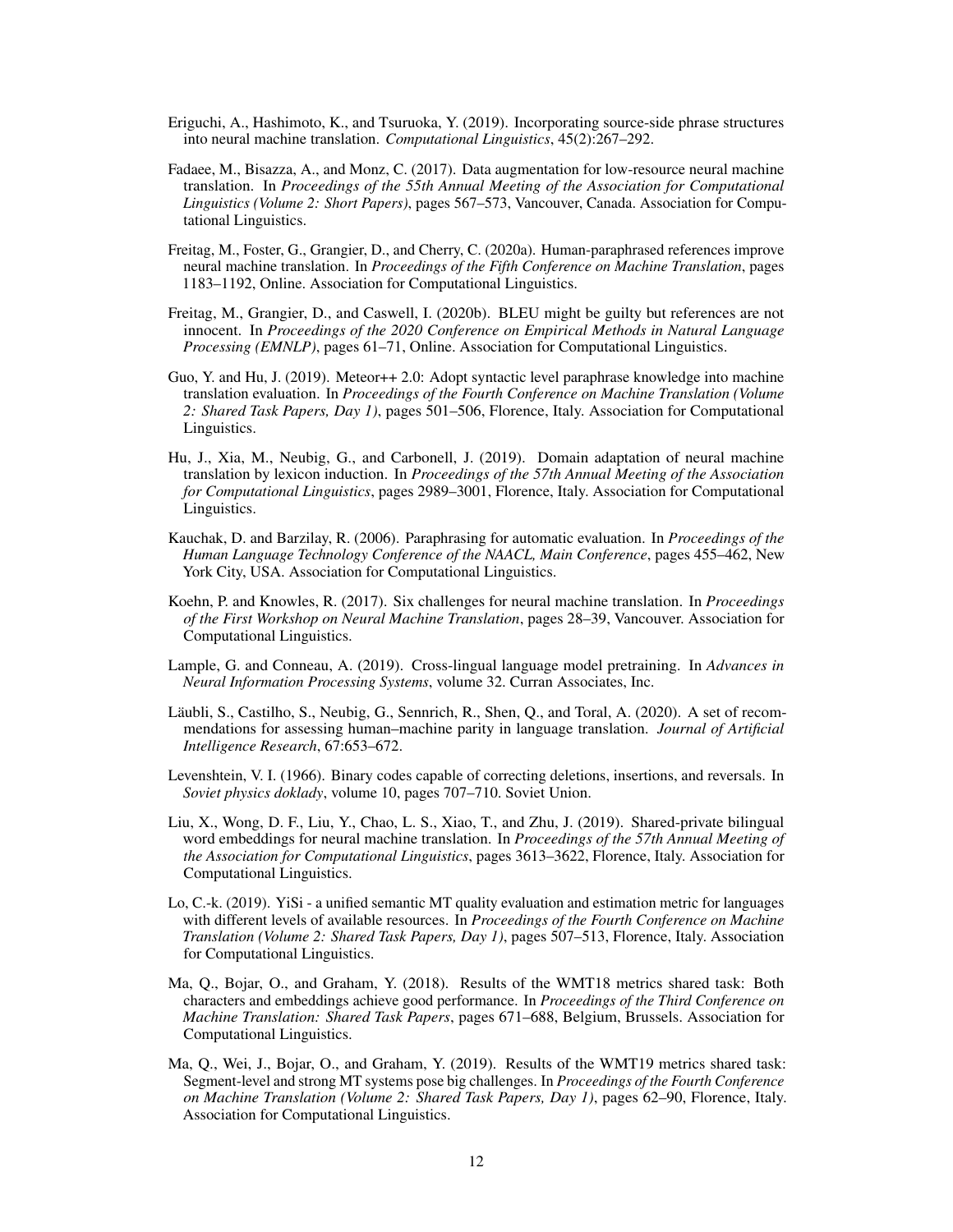Eriguchi, A., Hashimoto, K., and Tsuruoka, Y. (2019). Incorporating source-side phrase structures into neural machine translation. *Computational Linguistics*, 45(2):267–292.

Fadaee, M., Bisazza, A., and Monz, C. (2017). Data augmentation for low-resource neural machine translation. In *Proceedings of the 55th Annual Meeting of the Association for Computational Linguistics (Volume 2: Short Papers)*, pages 567–573, Vancouver, Canada. Association for Computational Linguistics.

Freitag, M., Foster, G., Grangier, D., and Cherry, C. (2020a). Human-paraphrased references improve neural machine translation. In *Proceedings of the Fifth Conference on Machine Translation*, pages 1183–1192, Online. Association for Computational Linguistics.

Freitag, M., Grangier, D., and Caswell, I. (2020b). BLEU might be guilty but references are not innocent. In *Proceedings of the 2020 Conference on Empirical Methods in Natural Language Processing (EMNLP)*, pages 61–71, Online. Association for Computational Linguistics.

Guo, Y. and Hu, J. (2019). Meteor++ 2.0: Adopt syntactic level paraphrase knowledge into machine translation evaluation. In *Proceedings of the Fourth Conference on Machine Translation (Volume 2: Shared Task Papers, Day 1)*, pages 501–506, Florence, Italy. Association for Computational Linguistics.

Hu, J., Xia, M., Neubig, G., and Carbonell, J. (2019). Domain adaptation of neural machine translation by lexicon induction. In *Proceedings of the 57th Annual Meeting of the Association for Computational Linguistics*, pages 2989–3001, Florence, Italy. Association for Computational Linguistics.

Kauchak, D. and Barzilay, R. (2006). Paraphrasing for automatic evaluation. In *Proceedings of the Human Language Technology Conference of the NAACL, Main Conference*, pages 455–462, New York City, USA. Association for Computational Linguistics.

Koehn, P. and Knowles, R. (2017). Six challenges for neural machine translation. In *Proceedings of the First Workshop on Neural Machine Translation*, pages 28–39, Vancouver. Association for Computational Linguistics.

Lample, G. and Conneau, A. (2019). Cross-lingual language model pretraining. In *Advances in Neural Information Processing Systems*, volume 32. Curran Associates, Inc.

Läubli, S., Castilho, S., Neubig, G., Sennrich, R., Shen, Q., and Toral, A. (2020). A set of recommendations for assessing human–machine parity in language translation. *Journal of Artificial Intelligence Research*, 67:653–672.

Levenshtein, V. I. (1966). Binary codes capable of correcting deletions, insertions, and reversals. In *Soviet physics doklady*, volume 10, pages 707–710. Soviet Union.

Liu, X., Wong, D. F., Liu, Y., Chao, L. S., Xiao, T., and Zhu, J. (2019). Shared-private bilingual word embeddings for neural machine translation. In *Proceedings of the 57th Annual Meeting of the Association for Computational Linguistics*, pages 3613–3622, Florence, Italy. Association for Computational Linguistics.

Lo, C.-k. (2019). YiSi - a unified semantic MT quality evaluation and estimation metric for languages with different levels of available resources. In *Proceedings of the Fourth Conference on Machine Translation (Volume 2: Shared Task Papers, Day 1)*, pages 507–513, Florence, Italy. Association for Computational Linguistics.

Ma, Q., Bojar, O., and Graham, Y. (2018). Results of the WMT18 metrics shared task: Both characters and embeddings achieve good performance. In *Proceedings of the Third Conference on Machine Translation: Shared Task Papers*, pages 671–688, Belgium, Brussels. Association for Computational Linguistics.

Ma, Q., Wei, J., Bojar, O., and Graham, Y. (2019). Results of the WMT19 metrics shared task: Segment-level and strong MT systems pose big challenges. In *Proceedings of the Fourth Conference on Machine Translation (Volume 2: Shared Task Papers, Day 1)*, pages 62–90, Florence, Italy. Association for Computational Linguistics.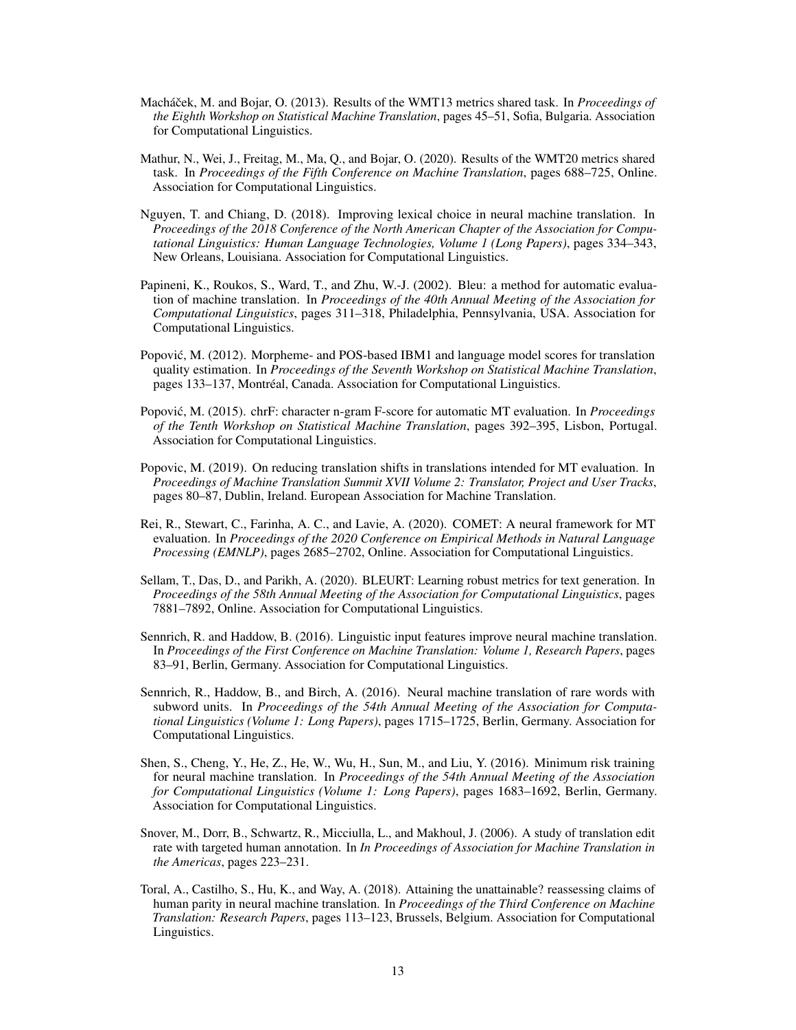Macháček, M. and Bojar, O. (2013). Results of the WMT13 metrics shared task. In *Proceedings of the Eighth Workshop on Statistical Machine Translation*, pages 45–51, Sofia, Bulgaria. Association for Computational Linguistics.

Mathur, N., Wei, J., Freitag, M., Ma, Q., and Bojar, O. (2020). Results of the WMT20 metrics shared task. In *Proceedings of the Fifth Conference on Machine Translation*, pages 688–725, Online. Association for Computational Linguistics.

Nguyen, T. and Chiang, D. (2018). Improving lexical choice in neural machine translation. In *Proceedings of the 2018 Conference of the North American Chapter of the Association for Computational Linguistics: Human Language Technologies, Volume 1 (Long Papers)*, pages 334–343, New Orleans, Louisiana. Association for Computational Linguistics.

Papineni, K., Roukos, S., Ward, T., and Zhu, W.-J. (2002). Bleu: a method for automatic evaluation of machine translation. In *Proceedings of the 40th Annual Meeting of the Association for Computational Linguistics*, pages 311–318, Philadelphia, Pennsylvania, USA. Association for Computational Linguistics.

Popović, M. (2012). Morpheme- and POS-based IBM1 and language model scores for translation quality estimation. In *Proceedings of the Seventh Workshop on Statistical Machine Translation*, pages 133–137, Montréal, Canada. Association for Computational Linguistics.

Popović, M. (2015). chrF: character n-gram F-score for automatic MT evaluation. In *Proceedings of the Tenth Workshop on Statistical Machine Translation*, pages 392–395, Lisbon, Portugal. Association for Computational Linguistics.

Popovic, M. (2019). On reducing translation shifts in translations intended for MT evaluation. In *Proceedings of Machine Translation Summit XVII Volume 2: Translator, Project and User Tracks*, pages 80–87, Dublin, Ireland. European Association for Machine Translation.

Rei, R., Stewart, C., Farinha, A. C., and Lavie, A. (2020). COMET: A neural framework for MT evaluation. In *Proceedings of the 2020 Conference on Empirical Methods in Natural Language Processing (EMNLP)*, pages 2685–2702, Online. Association for Computational Linguistics.

Sellam, T., Das, D., and Parikh, A. (2020). BLEURT: Learning robust metrics for text generation. In *Proceedings of the 58th Annual Meeting of the Association for Computational Linguistics*, pages 7881–7892, Online. Association for Computational Linguistics.

Sennrich, R. and Haddow, B. (2016). Linguistic input features improve neural machine translation. In *Proceedings of the First Conference on Machine Translation: Volume 1, Research Papers*, pages 83–91, Berlin, Germany. Association for Computational Linguistics.

Sennrich, R., Haddow, B., and Birch, A. (2016). Neural machine translation of rare words with subword units. In *Proceedings of the 54th Annual Meeting of the Association for Computational Linguistics (Volume 1: Long Papers)*, pages 1715–1725, Berlin, Germany. Association for Computational Linguistics.

Shen, S., Cheng, Y., He, Z., He, W., Wu, H., Sun, M., and Liu, Y. (2016). Minimum risk training for neural machine translation. In *Proceedings of the 54th Annual Meeting of the Association for Computational Linguistics (Volume 1: Long Papers)*, pages 1683–1692, Berlin, Germany. Association for Computational Linguistics.

Snover, M., Dorr, B., Schwartz, R., Micciulla, L., and Makhoul, J. (2006). A study of translation edit rate with targeted human annotation. In *In Proceedings of Association for Machine Translation in the Americas*, pages 223–231.

Toral, A., Castilho, S., Hu, K., and Way, A. (2018). Attaining the unattainable? reassessing claims of human parity in neural machine translation. In *Proceedings of the Third Conference on Machine Translation: Research Papers*, pages 113–123, Brussels, Belgium. Association for Computational Linguistics.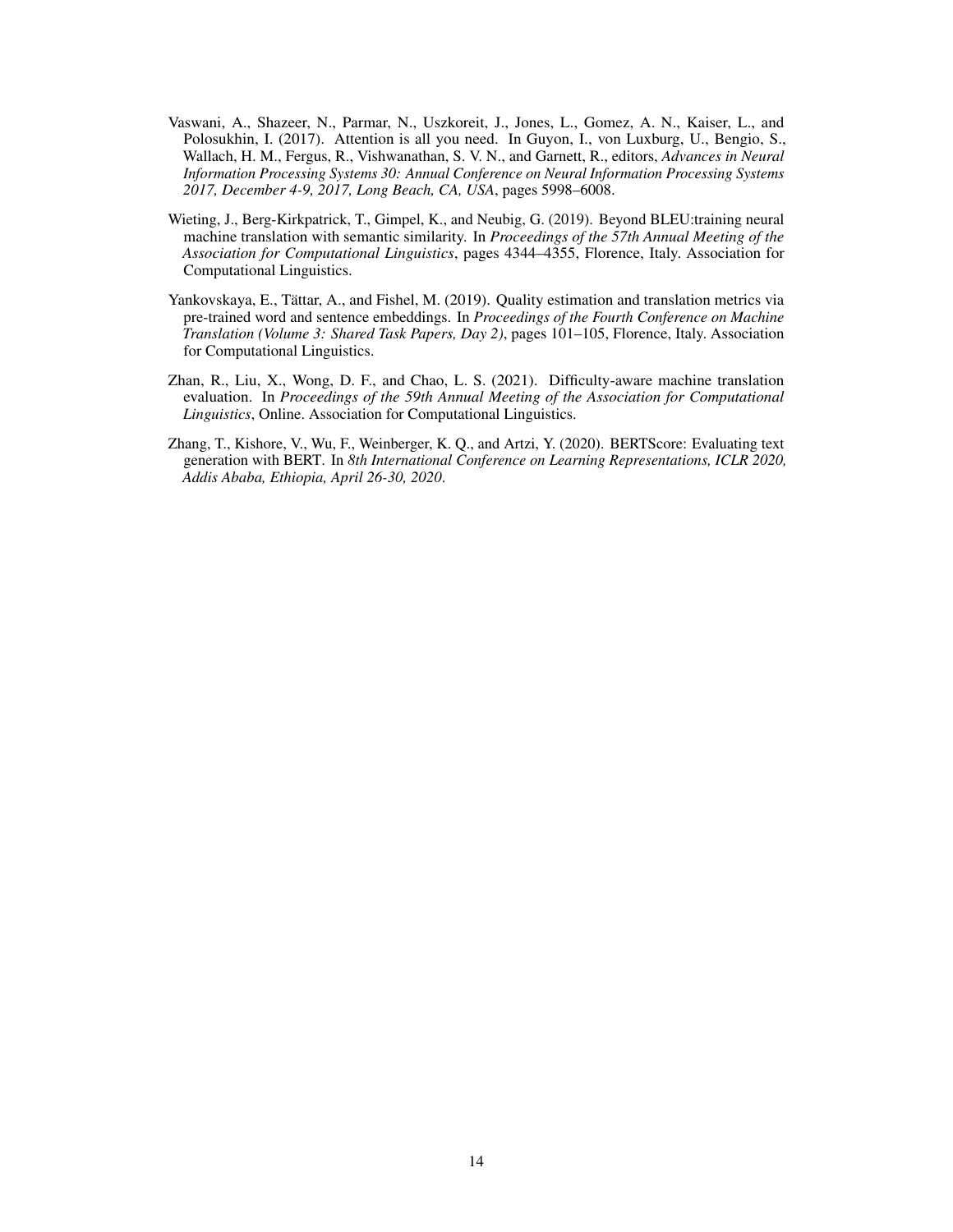Vaswani, A., Shazeer, N., Parmar, N., Uszkoreit, J., Jones, L., Gomez, A. N., Kaiser, L., and Polosukhin, I. (2017). Attention is all you need. In Guyon, I., von Luxburg, U., Bengio, S., Wallach, H. M., Fergus, R., Vishwanathan, S. V. N., and Garnett, R., editors, *Advances in Neural Information Processing Systems 30: Annual Conference on Neural Information Processing Systems 2017, December 4-9, 2017, Long Beach, CA, USA*, pages 5998–6008.

Wieting, J., Berg-Kirkpatrick, T., Gimpel, K., and Neubig, G. (2019). Beyond BLEU:training neural machine translation with semantic similarity. In *Proceedings of the 57th Annual Meeting of the Association for Computational Linguistics*, pages 4344–4355, Florence, Italy. Association for Computational Linguistics.

Yankovskaya, E., Tättar, A., and Fishel, M. (2019). Quality estimation and translation metrics via pre-trained word and sentence embeddings. In *Proceedings of the Fourth Conference on Machine Translation (Volume 3: Shared Task Papers, Day 2)*, pages 101–105, Florence, Italy. Association for Computational Linguistics.

Zhan, R., Liu, X., Wong, D. F., and Chao, L. S. (2021). Difficulty-aware machine translation evaluation. In *Proceedings of the 59th Annual Meeting of the Association for Computational Linguistics*, Online. Association for Computational Linguistics.

Zhang, T., Kishore, V., Wu, F., Weinberger, K. Q., and Artzi, Y. (2020). BERTScore: Evaluating text generation with BERT. In *8th International Conference on Learning Representations, ICLR 2020, Addis Ababa, Ethiopia, April 26-30, 2020*.